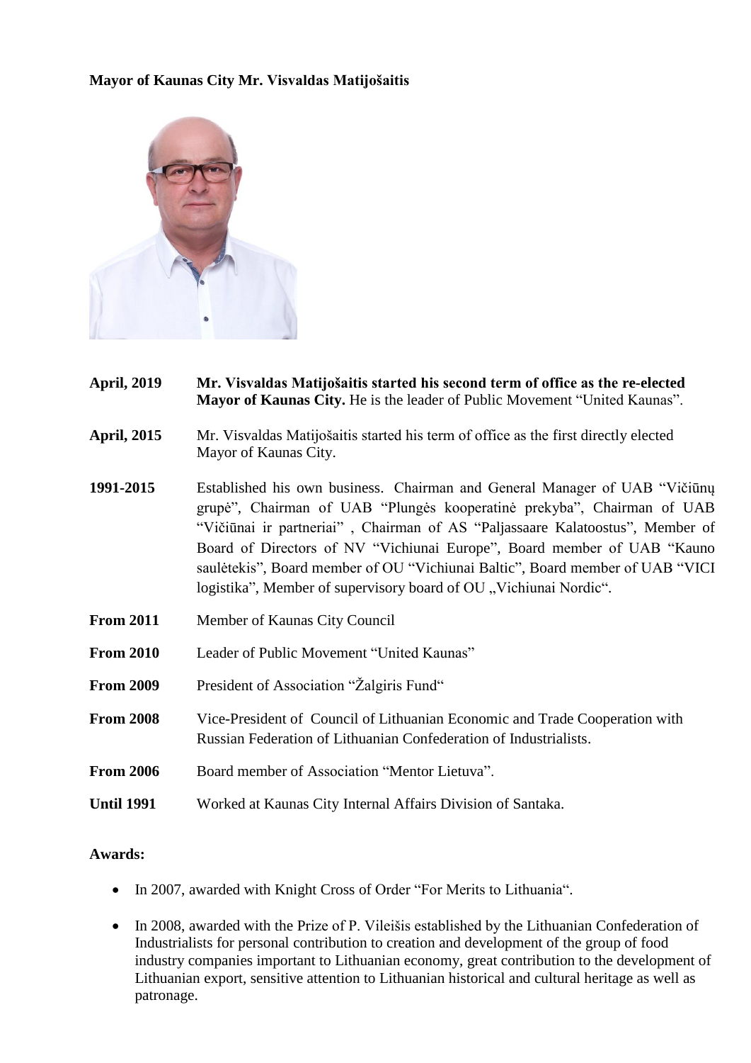**Mayor of Kaunas City Mr. Visvaldas Matijošaitis**

| | |
|---|---|
| **April, 2019** | **Mr. Visvaldas Matijošaitis started his second term of office as the re-elected Mayor of Kaunas City.** He is the leader of Public Movement "United Kaunas". |
| **April, 2015** | Mr. Visvaldas Matijošaitis started his term of office as the first directly elected Mayor of Kaunas City. |
| **1991-2015** | Established his own business. Chairman and General Manager of UAB "Vičiūnų grupė", Chairman of UAB "Plungės kooperatinė prekyba", Chairman of UAB "Vičiūnai ir partneriai" , Chairman of AS "Paljassaare Kalatoostus", Member of Board of Directors of NV "Vichiunai Europe", Board member of UAB "Kauno saulėtekis", Board member of OU "Vichiunai Baltic", Board member of UAB "VICI logistika", Member of supervisory board of OU „Vichiunai Nordic". |
| **From 2011** | Member of Kaunas City Council |
| **From 2010** | Leader of Public Movement "United Kaunas" |
| **From 2009** | President of Association "Žalgiris Fund" |
| **From 2008** | Vice-President of Council of Lithuanian Economic and Trade Cooperation with Russian Federation of Lithuanian Confederation of Industrialists. |
| **From 2006** | Board member of Association "Mentor Lietuva". |
| **Until 1991** | Worked at Kaunas City Internal Affairs Division of Santaka. |

**Awards:**

- In 2007, awarded with Knight Cross of Order "For Merits to Lithuania".
- In 2008, awarded with the Prize of P. Vileišis established by the Lithuanian Confederation of Industrialists for personal contribution to creation and development of the group of food industry companies important to Lithuanian economy, great contribution to the development of Lithuanian export, sensitive attention to Lithuanian historical and cultural heritage as well as patronage.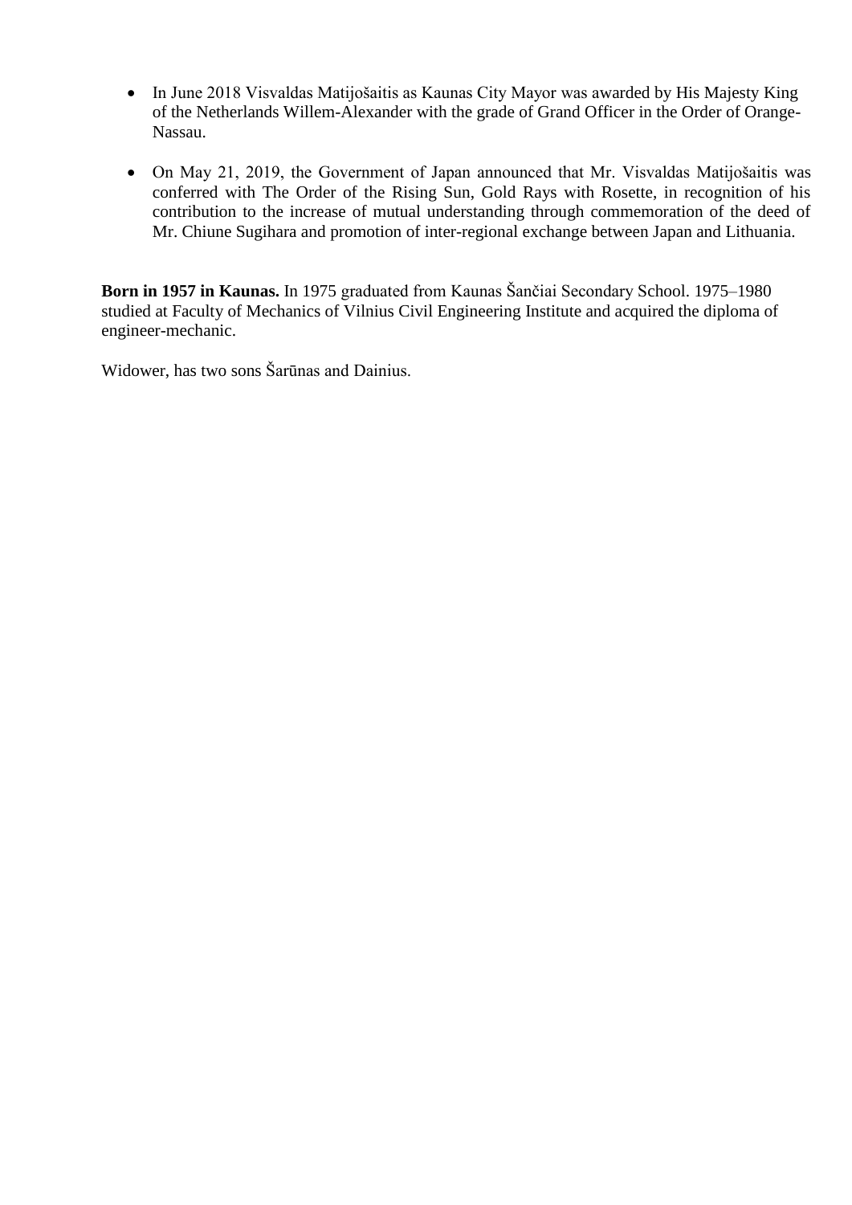- In June 2018 Visvaldas Matijošaitis as Kaunas City Mayor was awarded by His Majesty King of the Netherlands Willem-Alexander with the grade of Grand Officer in the Order of Orange-Nassau.
- On May 21, 2019, the Government of Japan announced that Mr. Visvaldas Matijošaitis was conferred with The Order of the Rising Sun, Gold Rays with Rosette, in recognition of his contribution to the increase of mutual understanding through commemoration of the deed of Mr. Chiune Sugihara and promotion of inter-regional exchange between Japan and Lithuania.

**Born in 1957 in Kaunas.** In 1975 graduated from Kaunas Šančiai Secondary School. 1975–1980 studied at Faculty of Mechanics of Vilnius Civil Engineering Institute and acquired the diploma of engineer-mechanic.

Widower, has two sons Šarūnas and Dainius.